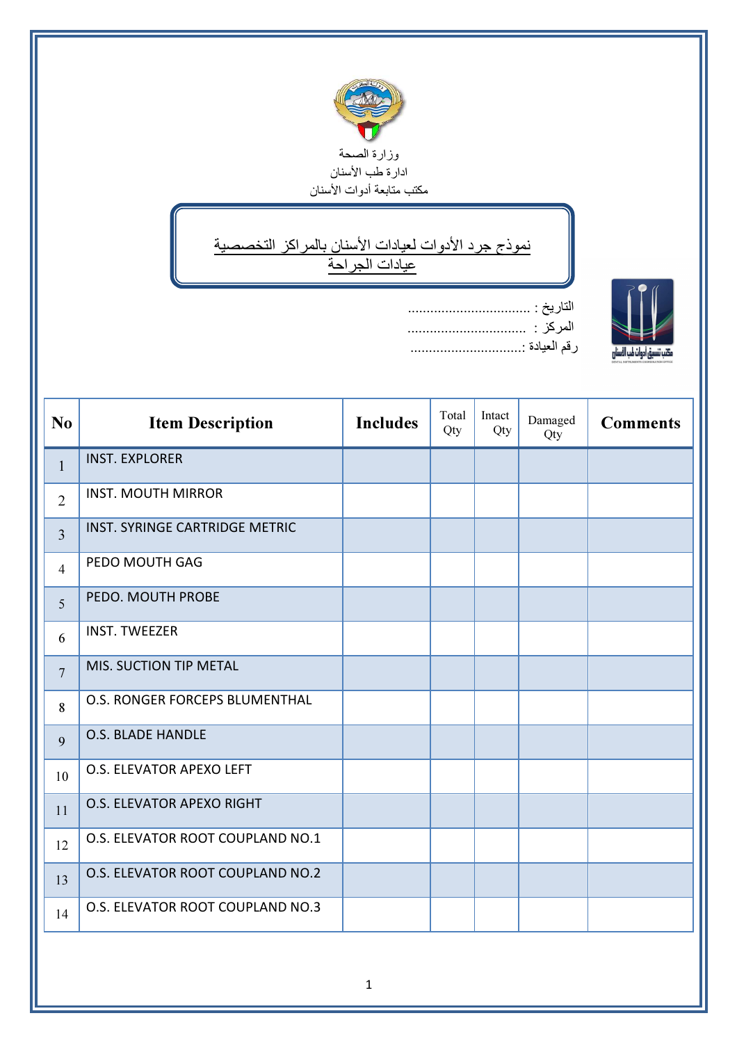وزارة الصحة
ادارة طب الأسنان
مكتب متابعة أدوات الأسنان

# نموذج جرد الأدوات لعيادات الأسنان بالمراكز التخصصية
## عيادات الجراحة

التاريخ : ................................
المركز : ................................
رقم العيادة :..............................

| No | Item Description | Includes | Total Qty | Intact Qty | Damaged Qty | Comments |
|---|---|---|---|---|---|---|
| 1 | INST. EXPLORER | | | | | |
| 2 | INST. MOUTH MIRROR | | | | | |
| 3 | INST. SYRINGE CARTRIDGE METRIC | | | | | |
| 4 | PEDO MOUTH GAG | | | | | |
| 5 | PEDO. MOUTH PROBE | | | | | |
| 6 | INST. TWEEZER | | | | | |
| 7 | MIS. SUCTION TIP METAL | | | | | |
| 8 | O.S. RONGER FORCEPS BLUMENTHAL | | | | | |
| 9 | O.S. BLADE HANDLE | | | | | |
| 10 | O.S. ELEVATOR APEXO LEFT | | | | | |
| 11 | O.S. ELEVATOR APEXO RIGHT | | | | | |
| 12 | O.S. ELEVATOR ROOT COUPLAND NO.1 | | | | | |
| 13 | O.S. ELEVATOR ROOT COUPLAND NO.2 | | | | | |
| 14 | O.S. ELEVATOR ROOT COUPLAND NO.3 | | | | | |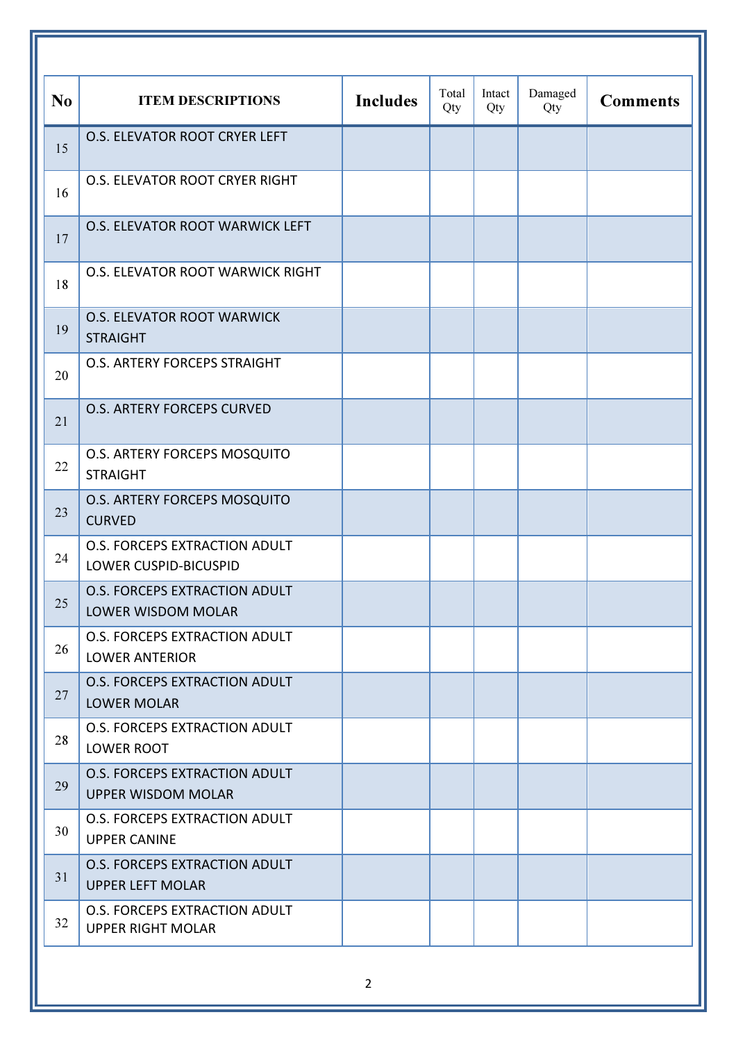| No | ITEM DESCRIPTIONS | Includes | Total Qty | Intact Qty | Damaged Qty | Comments |
|---|---|---|---|---|---|---|
| 15 | O.S. ELEVATOR ROOT CRYER LEFT | | | | | |
| 16 | O.S. ELEVATOR ROOT CRYER RIGHT | | | | | |
| 17 | O.S. ELEVATOR ROOT WARWICK LEFT | | | | | |
| 18 | O.S. ELEVATOR ROOT WARWICK RIGHT | | | | | |
| 19 | O.S. ELEVATOR ROOT WARWICK STRAIGHT | | | | | |
| 20 | O.S. ARTERY FORCEPS STRAIGHT | | | | | |
| 21 | O.S. ARTERY FORCEPS CURVED | | | | | |
| 22 | O.S. ARTERY FORCEPS MOSQUITO STRAIGHT | | | | | |
| 23 | O.S. ARTERY FORCEPS MOSQUITO CURVED | | | | | |
| 24 | O.S. FORCEPS EXTRACTION ADULT LOWER CUSPID-BICUSPID | | | | | |
| 25 | O.S. FORCEPS EXTRACTION ADULT LOWER WISDOM MOLAR | | | | | |
| 26 | O.S. FORCEPS EXTRACTION ADULT LOWER ANTERIOR | | | | | |
| 27 | O.S. FORCEPS EXTRACTION ADULT LOWER MOLAR | | | | | |
| 28 | O.S. FORCEPS EXTRACTION ADULT LOWER ROOT | | | | | |
| 29 | O.S. FORCEPS EXTRACTION ADULT UPPER WISDOM MOLAR | | | | | |
| 30 | O.S. FORCEPS EXTRACTION ADULT UPPER CANINE | | | | | |
| 31 | O.S. FORCEPS EXTRACTION ADULT UPPER LEFT MOLAR | | | | | |
| 32 | O.S. FORCEPS EXTRACTION ADULT UPPER RIGHT MOLAR | | | | | |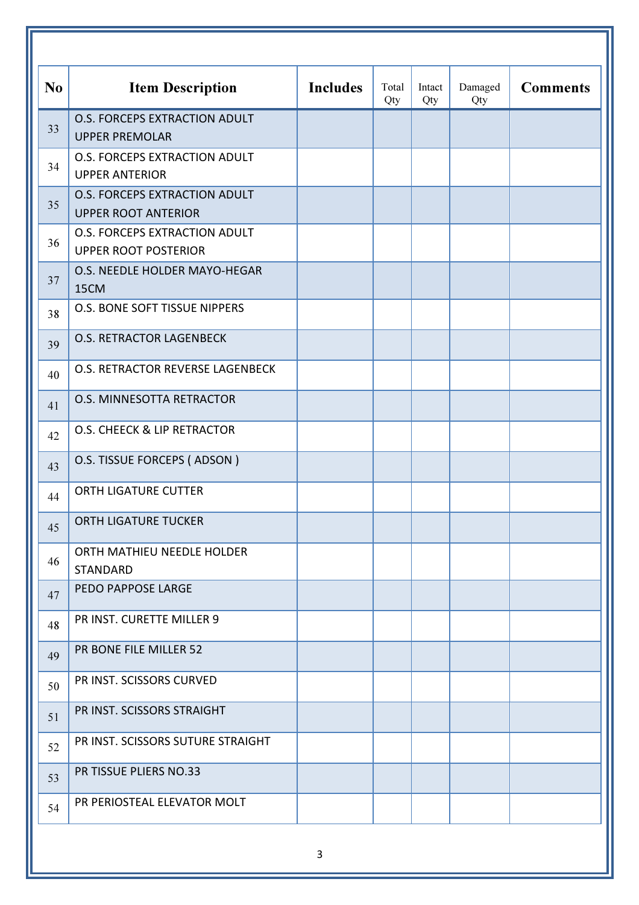| No | Item Description | Includes | Total Qty | Intact Qty | Damaged Qty | Comments |
|---|---|---|---|---|---|---|
| 33 | O.S. FORCEPS EXTRACTION ADULT UPPER PREMOLAR | | | | | |
| 34 | O.S. FORCEPS EXTRACTION ADULT UPPER ANTERIOR | | | | | |
| 35 | O.S. FORCEPS EXTRACTION ADULT UPPER ROOT ANTERIOR | | | | | |
| 36 | O.S. FORCEPS EXTRACTION ADULT UPPER ROOT POSTERIOR | | | | | |
| 37 | O.S. NEEDLE HOLDER MAYO-HEGAR 15CM | | | | | |
| 38 | O.S. BONE SOFT TISSUE NIPPERS | | | | | |
| 39 | O.S. RETRACTOR LAGENBECK | | | | | |
| 40 | O.S. RETRACTOR REVERSE LAGENBECK | | | | | |
| 41 | O.S. MINNESOTTA RETRACTOR | | | | | |
| 42 | O.S. CHEECK & LIP RETRACTOR | | | | | |
| 43 | O.S. TISSUE FORCEPS ( ADSON ) | | | | | |
| 44 | ORTH LIGATURE CUTTER | | | | | |
| 45 | ORTH LIGATURE TUCKER | | | | | |
| 46 | ORTH MATHIEU NEEDLE HOLDER STANDARD | | | | | |
| 47 | PEDO PAPPOSE LARGE | | | | | |
| 48 | PR INST. CURETTE MILLER 9 | | | | | |
| 49 | PR BONE FILE MILLER 52 | | | | | |
| 50 | PR INST. SCISSORS CURVED | | | | | |
| 51 | PR INST. SCISSORS STRAIGHT | | | | | |
| 52 | PR INST. SCISSORS SUTURE STRAIGHT | | | | | |
| 53 | PR TISSUE PLIERS NO.33 | | | | | |
| 54 | PR PERIOSTEAL ELEVATOR MOLT | | | | | |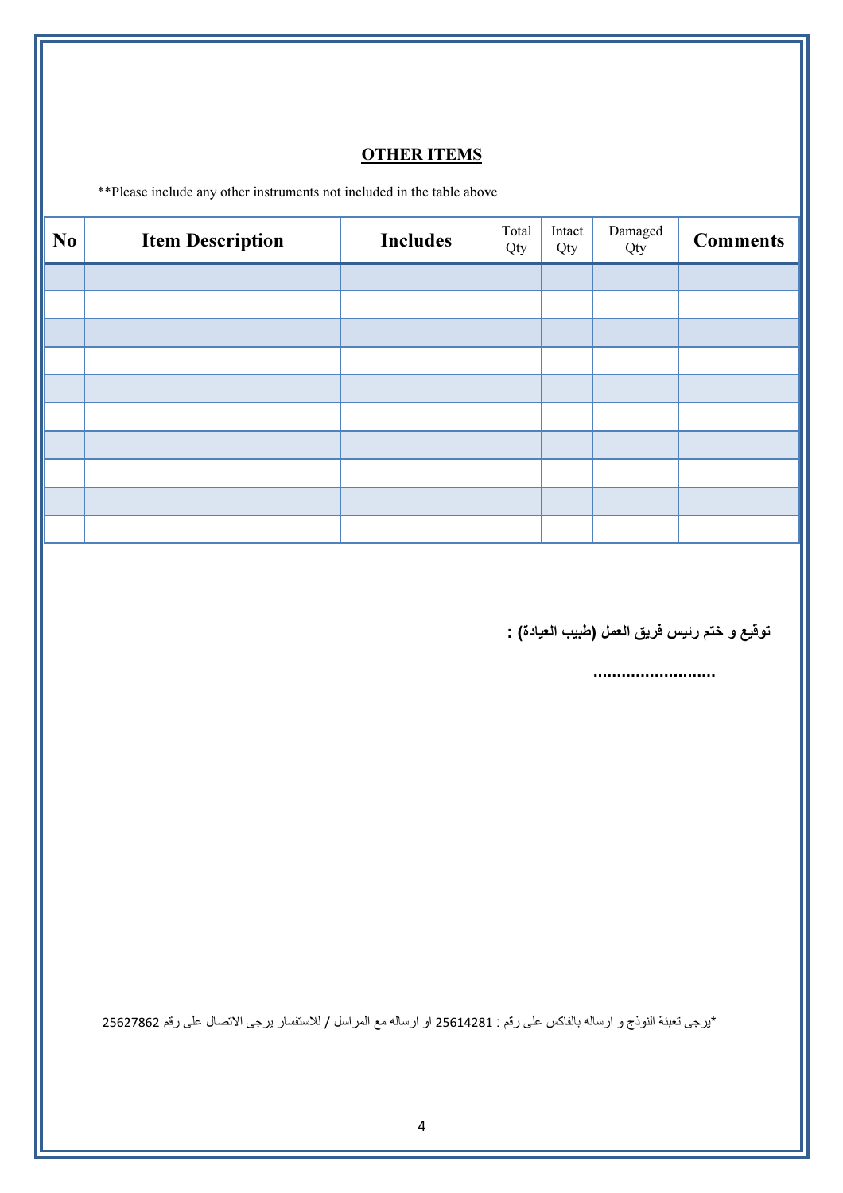## OTHER ITEMS

**Please include any other instruments not included in the table above

| No | Item Description | Includes | Total Qty | Intact Qty | Damaged Qty | Comments |
|---|---|---|---|---|---|---|
| | | | | | | |
| | | | | | | |
| | | | | | | |
| | | | | | | |
| | | | | | | |
| | | | | | | |
| | | | | | | |
| | | | | | | |
| | | | | | | |
| | | | | | | |

**توقيع و ختم رئيس فريق العمل (طبيب العيادة) :**

..........................

*يرجى تعبئة النوذج و ارساله بالفاكس على رقم : 25614281 او ارساله مع المراسل / للاستفسار يرجى الاتصال على رقم 25627862